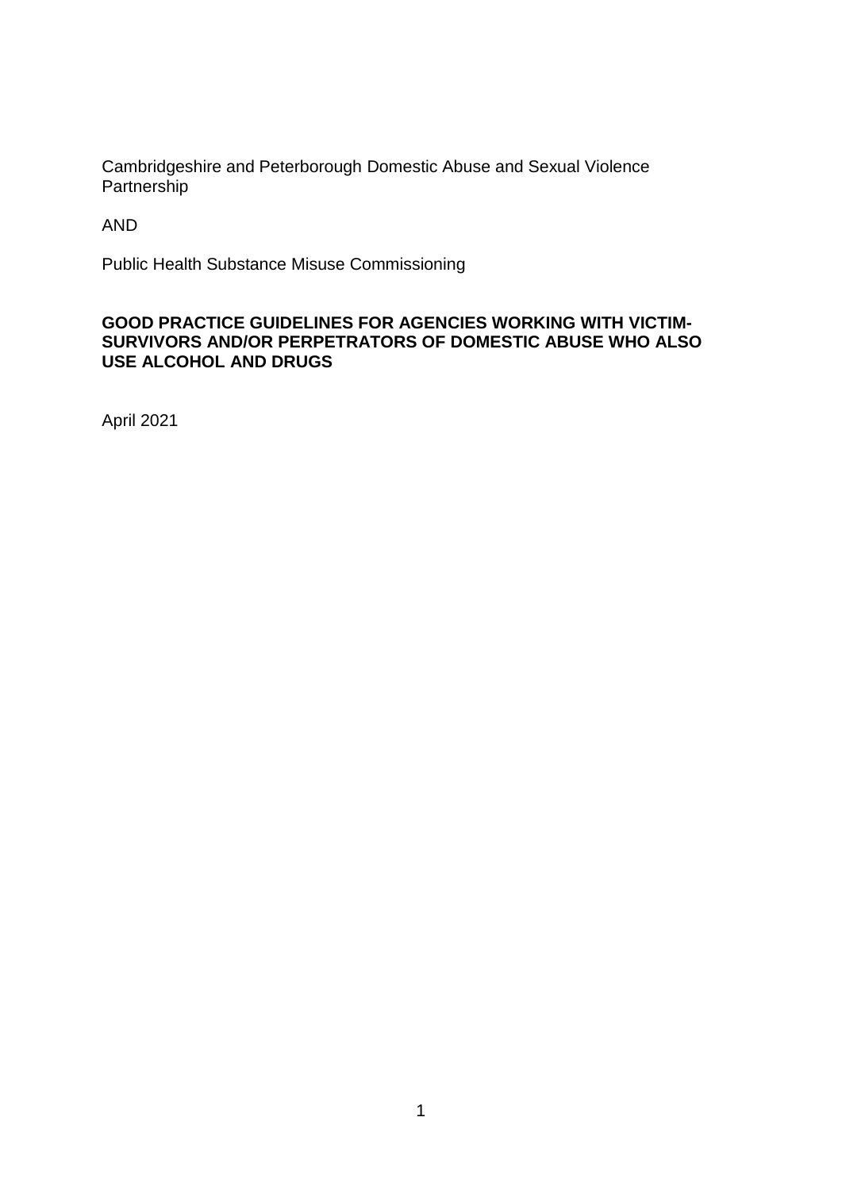Cambridgeshire and Peterborough Domestic Abuse and Sexual Violence Partnership

AND

Public Health Substance Misuse Commissioning

**GOOD PRACTICE GUIDELINES FOR AGENCIES WORKING WITH VICTIM-SURVIVORS AND/OR PERPETRATORS OF DOMESTIC ABUSE WHO ALSO USE ALCOHOL AND DRUGS**

April 2021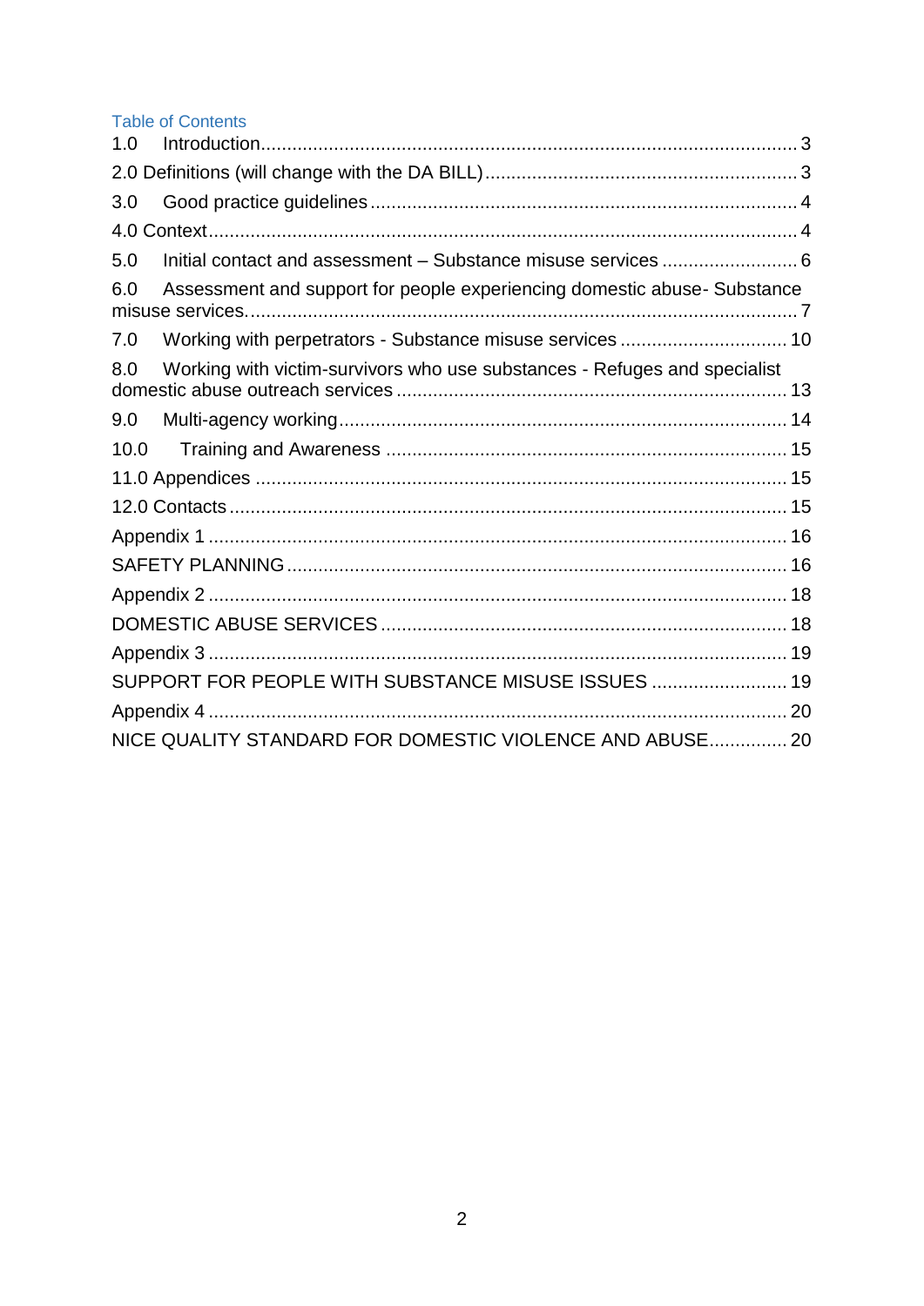## Table of Contents

1.0 Introduction ........ 3
2.0 Definitions (will change with the DA BILL) ........ 3
3.0 Good practice guidelines ........ 4
4.0 Context ........ 4
5.0 Initial contact and assessment – Substance misuse services ........ 6
6.0 Assessment and support for people experiencing domestic abuse- Substance misuse services. ........ 7
7.0 Working with perpetrators - Substance misuse services ........ 10
8.0 Working with victim-survivors who use substances - Refuges and specialist domestic abuse outreach services ........ 13
9.0 Multi-agency working ........ 14
10.0 Training and Awareness ........ 15
11.0 Appendices ........ 15
12.0 Contacts ........ 15
Appendix 1 ........ 16
SAFETY PLANNING ........ 16
Appendix 2 ........ 18
DOMESTIC ABUSE SERVICES ........ 18
Appendix 3 ........ 19
SUPPORT FOR PEOPLE WITH SUBSTANCE MISUSE ISSUES ........ 19
Appendix 4 ........ 20
NICE QUALITY STANDARD FOR DOMESTIC VIOLENCE AND ABUSE ........ 20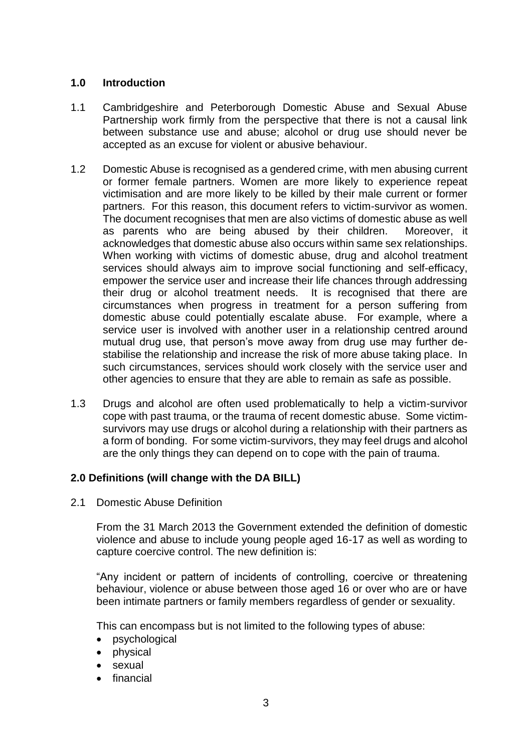## 1.0 Introduction

1.1 Cambridgeshire and Peterborough Domestic Abuse and Sexual Abuse Partnership work firmly from the perspective that there is not a causal link between substance use and abuse; alcohol or drug use should never be accepted as an excuse for violent or abusive behaviour.

1.2 Domestic Abuse is recognised as a gendered crime, with men abusing current or former female partners. Women are more likely to experience repeat victimisation and are more likely to be killed by their male current or former partners. For this reason, this document refers to victim-survivor as women. The document recognises that men are also victims of domestic abuse as well as parents who are being abused by their children. Moreover, it acknowledges that domestic abuse also occurs within same sex relationships. When working with victims of domestic abuse, drug and alcohol treatment services should always aim to improve social functioning and self-efficacy, empower the service user and increase their life chances through addressing their drug or alcohol treatment needs. It is recognised that there are circumstances when progress in treatment for a person suffering from domestic abuse could potentially escalate abuse. For example, where a service user is involved with another user in a relationship centred around mutual drug use, that person's move away from drug use may further de-stabilise the relationship and increase the risk of more abuse taking place. In such circumstances, services should work closely with the service user and other agencies to ensure that they are able to remain as safe as possible.

1.3 Drugs and alcohol are often used problematically to help a victim-survivor cope with past trauma, or the trauma of recent domestic abuse. Some victim-survivors may use drugs or alcohol during a relationship with their partners as a form of bonding. For some victim-survivors, they may feel drugs and alcohol are the only things they can depend on to cope with the pain of trauma.

## 2.0 Definitions (will change with the DA BILL)

2.1 Domestic Abuse Definition

From the 31 March 2013 the Government extended the definition of domestic violence and abuse to include young people aged 16-17 as well as wording to capture coercive control. The new definition is:

"Any incident or pattern of incidents of controlling, coercive or threatening behaviour, violence or abuse between those aged 16 or over who are or have been intimate partners or family members regardless of gender or sexuality.

This can encompass but is not limited to the following types of abuse:

- psychological
- physical
- sexual
- financial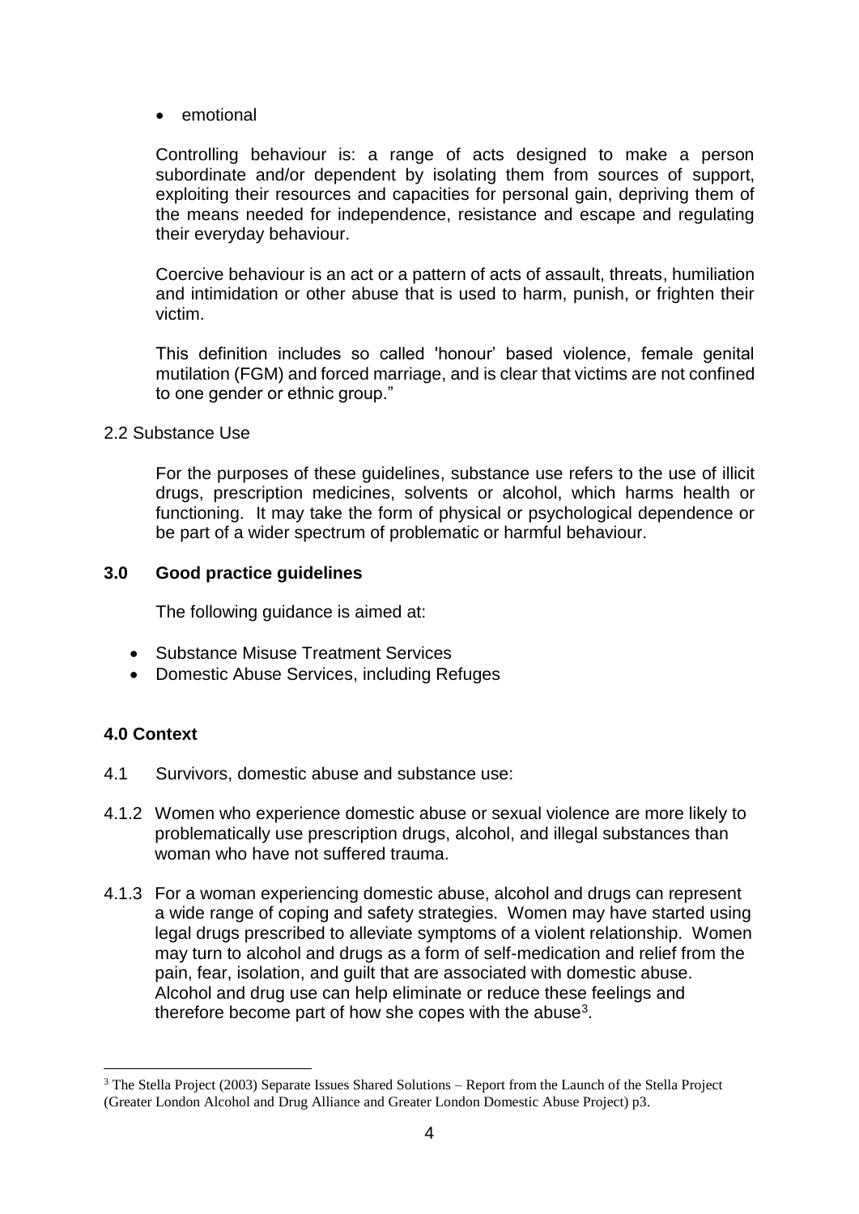- emotional

Controlling behaviour is: a range of acts designed to make a person subordinate and/or dependent by isolating them from sources of support, exploiting their resources and capacities for personal gain, depriving them of the means needed for independence, resistance and escape and regulating their everyday behaviour.

Coercive behaviour is an act or a pattern of acts of assault, threats, humiliation and intimidation or other abuse that is used to harm, punish, or frighten their victim.

This definition includes so called 'honour' based violence, female genital mutilation (FGM) and forced marriage, and is clear that victims are not confined to one gender or ethnic group."

2.2 Substance Use

For the purposes of these guidelines, substance use refers to the use of illicit drugs, prescription medicines, solvents or alcohol, which harms health or functioning. It may take the form of physical or psychological dependence or be part of a wider spectrum of problematic or harmful behaviour.

## 3.0 Good practice guidelines

The following guidance is aimed at:

- Substance Misuse Treatment Services
- Domestic Abuse Services, including Refuges

## 4.0 Context

4.1 Survivors, domestic abuse and substance use:

4.1.2 Women who experience domestic abuse or sexual violence are more likely to problematically use prescription drugs, alcohol, and illegal substances than woman who have not suffered trauma.

4.1.3 For a woman experiencing domestic abuse, alcohol and drugs can represent a wide range of coping and safety strategies. Women may have started using legal drugs prescribed to alleviate symptoms of a violent relationship. Women may turn to alcohol and drugs as a form of self-medication and relief from the pain, fear, isolation, and guilt that are associated with domestic abuse. Alcohol and drug use can help eliminate or reduce these feelings and therefore become part of how she copes with the abuse[3].

[3] The Stella Project (2003) Separate Issues Shared Solutions – Report from the Launch of the Stella Project (Greater London Alcohol and Drug Alliance and Greater London Domestic Abuse Project) p3.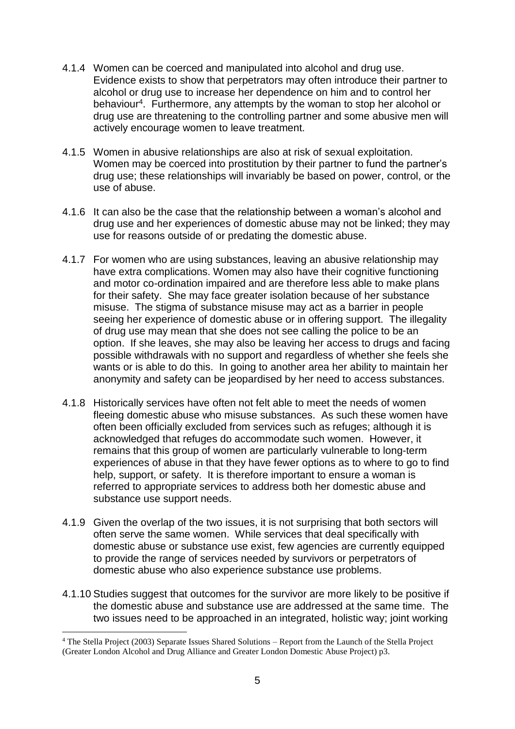4.1.4 Women can be coerced and manipulated into alcohol and drug use. Evidence exists to show that perpetrators may often introduce their partner to alcohol or drug use to increase her dependence on him and to control her behaviour[4]. Furthermore, any attempts by the woman to stop her alcohol or drug use are threatening to the controlling partner and some abusive men will actively encourage women to leave treatment.

4.1.5 Women in abusive relationships are also at risk of sexual exploitation. Women may be coerced into prostitution by their partner to fund the partner's drug use; these relationships will invariably be based on power, control, or the use of abuse.

4.1.6 It can also be the case that the relationship between a woman's alcohol and drug use and her experiences of domestic abuse may not be linked; they may use for reasons outside of or predating the domestic abuse.

4.1.7 For women who are using substances, leaving an abusive relationship may have extra complications. Women may also have their cognitive functioning and motor co-ordination impaired and are therefore less able to make plans for their safety. She may face greater isolation because of her substance misuse. The stigma of substance misuse may act as a barrier in people seeing her experience of domestic abuse or in offering support. The illegality of drug use may mean that she does not see calling the police to be an option. If she leaves, she may also be leaving her access to drugs and facing possible withdrawals with no support and regardless of whether she feels she wants or is able to do this. In going to another area her ability to maintain her anonymity and safety can be jeopardised by her need to access substances.

4.1.8 Historically services have often not felt able to meet the needs of women fleeing domestic abuse who misuse substances. As such these women have often been officially excluded from services such as refuges; although it is acknowledged that refuges do accommodate such women. However, it remains that this group of women are particularly vulnerable to long-term experiences of abuse in that they have fewer options as to where to go to find help, support, or safety. It is therefore important to ensure a woman is referred to appropriate services to address both her domestic abuse and substance use support needs.

4.1.9 Given the overlap of the two issues, it is not surprising that both sectors will often serve the same women. While services that deal specifically with domestic abuse or substance use exist, few agencies are currently equipped to provide the range of services needed by survivors or perpetrators of domestic abuse who also experience substance use problems.

4.1.10 Studies suggest that outcomes for the survivor are more likely to be positive if the domestic abuse and substance use are addressed at the same time. The two issues need to be approached in an integrated, holistic way; joint working

[4] The Stella Project (2003) Separate Issues Shared Solutions – Report from the Launch of the Stella Project (Greater London Alcohol and Drug Alliance and Greater London Domestic Abuse Project) p3.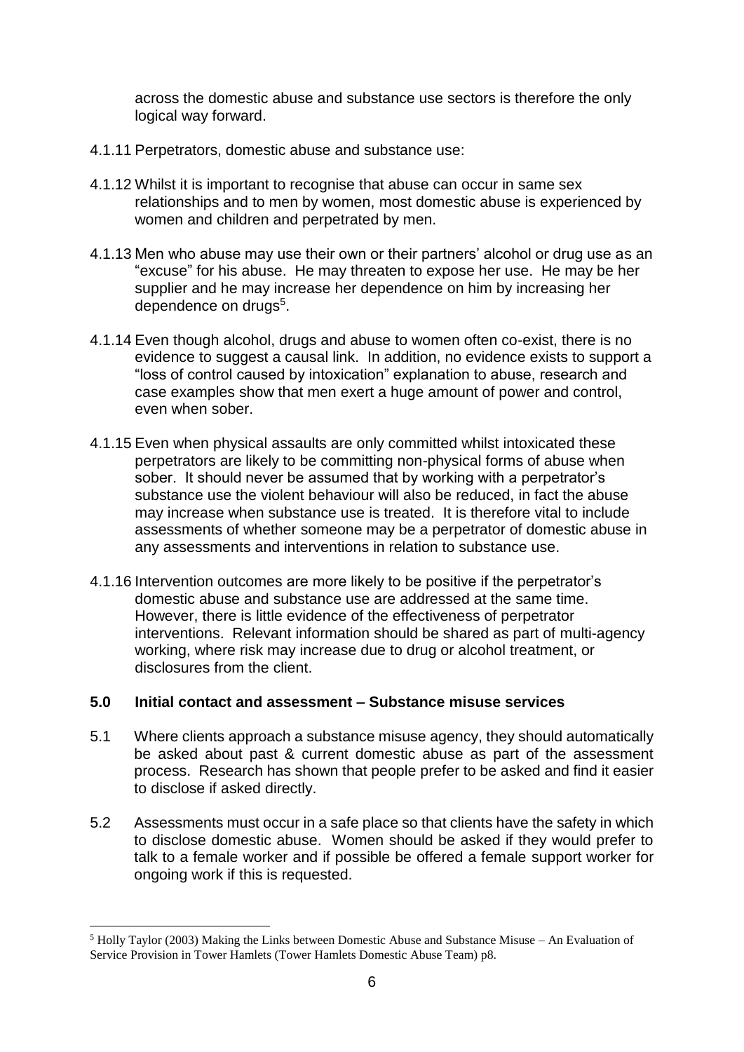across the domestic abuse and substance use sectors is therefore the only logical way forward.

4.1.11 Perpetrators, domestic abuse and substance use:

4.1.12 Whilst it is important to recognise that abuse can occur in same sex relationships and to men by women, most domestic abuse is experienced by women and children and perpetrated by men.

4.1.13 Men who abuse may use their own or their partners' alcohol or drug use as an "excuse" for his abuse. He may threaten to expose her use. He may be her supplier and he may increase her dependence on him by increasing her dependence on drugs[5].

4.1.14 Even though alcohol, drugs and abuse to women often co-exist, there is no evidence to suggest a causal link. In addition, no evidence exists to support a "loss of control caused by intoxication" explanation to abuse, research and case examples show that men exert a huge amount of power and control, even when sober.

4.1.15 Even when physical assaults are only committed whilst intoxicated these perpetrators are likely to be committing non-physical forms of abuse when sober. It should never be assumed that by working with a perpetrator's substance use the violent behaviour will also be reduced, in fact the abuse may increase when substance use is treated. It is therefore vital to include assessments of whether someone may be a perpetrator of domestic abuse in any assessments and interventions in relation to substance use.

4.1.16 Intervention outcomes are more likely to be positive if the perpetrator's domestic abuse and substance use are addressed at the same time. However, there is little evidence of the effectiveness of perpetrator interventions. Relevant information should be shared as part of multi-agency working, where risk may increase due to drug or alcohol treatment, or disclosures from the client.

## 5.0 Initial contact and assessment – Substance misuse services

5.1 Where clients approach a substance misuse agency, they should automatically be asked about past & current domestic abuse as part of the assessment process. Research has shown that people prefer to be asked and find it easier to disclose if asked directly.

5.2 Assessments must occur in a safe place so that clients have the safety in which to disclose domestic abuse. Women should be asked if they would prefer to talk to a female worker and if possible be offered a female support worker for ongoing work if this is requested.

---

[5] Holly Taylor (2003) Making the Links between Domestic Abuse and Substance Misuse – An Evaluation of Service Provision in Tower Hamlets (Tower Hamlets Domestic Abuse Team) p8.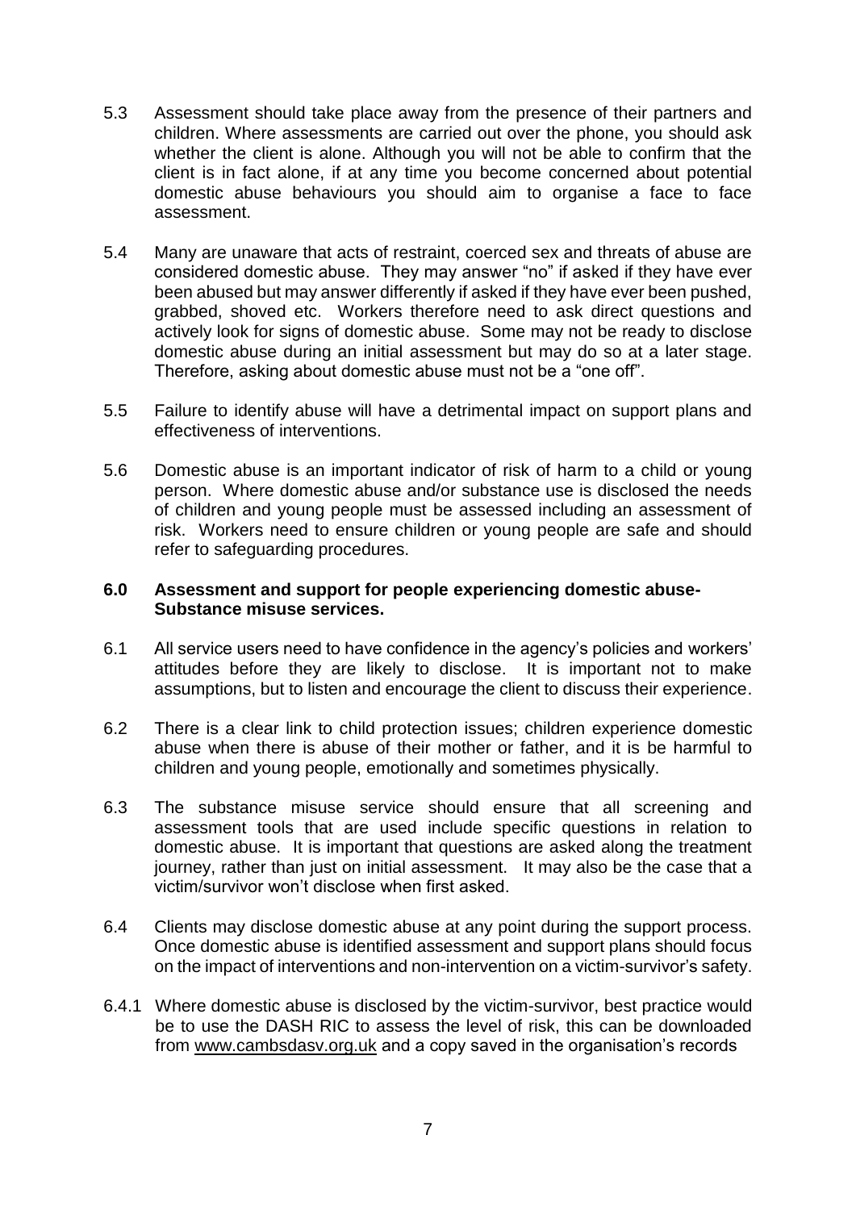5.3 Assessment should take place away from the presence of their partners and children. Where assessments are carried out over the phone, you should ask whether the client is alone. Although you will not be able to confirm that the client is in fact alone, if at any time you become concerned about potential domestic abuse behaviours you should aim to organise a face to face assessment.

5.4 Many are unaware that acts of restraint, coerced sex and threats of abuse are considered domestic abuse. They may answer "no" if asked if they have ever been abused but may answer differently if asked if they have ever been pushed, grabbed, shoved etc. Workers therefore need to ask direct questions and actively look for signs of domestic abuse. Some may not be ready to disclose domestic abuse during an initial assessment but may do so at a later stage. Therefore, asking about domestic abuse must not be a "one off".

5.5 Failure to identify abuse will have a detrimental impact on support plans and effectiveness of interventions.

5.6 Domestic abuse is an important indicator of risk of harm to a child or young person. Where domestic abuse and/or substance use is disclosed the needs of children and young people must be assessed including an assessment of risk. Workers need to ensure children or young people are safe and should refer to safeguarding procedures.

## 6.0 Assessment and support for people experiencing domestic abuse- Substance misuse services.

6.1 All service users need to have confidence in the agency's policies and workers' attitudes before they are likely to disclose. It is important not to make assumptions, but to listen and encourage the client to discuss their experience.

6.2 There is a clear link to child protection issues; children experience domestic abuse when there is abuse of their mother or father, and it is be harmful to children and young people, emotionally and sometimes physically.

6.3 The substance misuse service should ensure that all screening and assessment tools that are used include specific questions in relation to domestic abuse. It is important that questions are asked along the treatment journey, rather than just on initial assessment. It may also be the case that a victim/survivor won't disclose when first asked.

6.4 Clients may disclose domestic abuse at any point during the support process. Once domestic abuse is identified assessment and support plans should focus on the impact of interventions and non-intervention on a victim-survivor's safety.

6.4.1 Where domestic abuse is disclosed by the victim-survivor, best practice would be to use the DASH RIC to assess the level of risk, this can be downloaded from www.cambsdasv.org.uk and a copy saved in the organisation's records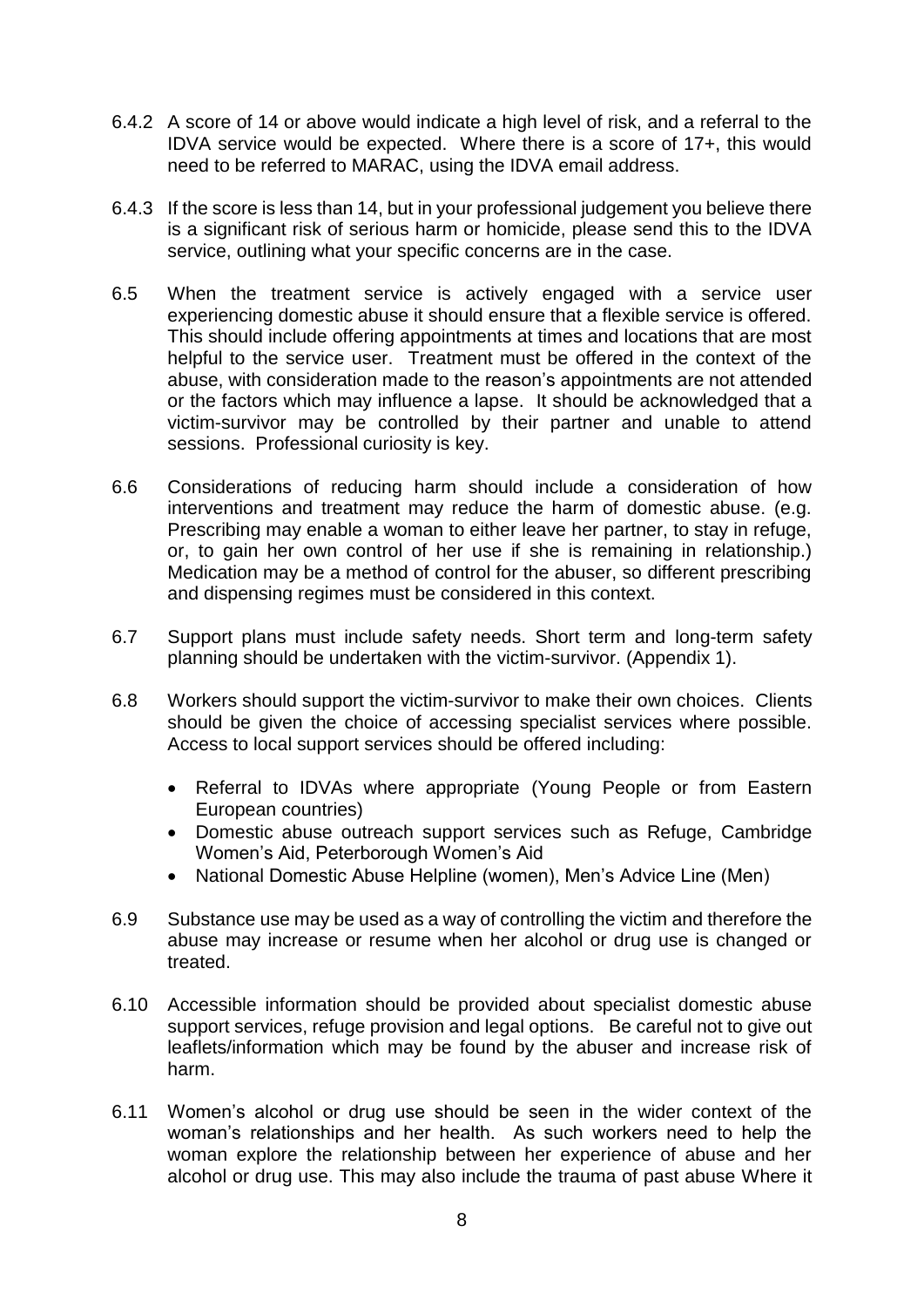6.4.2 A score of 14 or above would indicate a high level of risk, and a referral to the IDVA service would be expected. Where there is a score of 17+, this would need to be referred to MARAC, using the IDVA email address.

6.4.3 If the score is less than 14, but in your professional judgement you believe there is a significant risk of serious harm or homicide, please send this to the IDVA service, outlining what your specific concerns are in the case.

6.5 When the treatment service is actively engaged with a service user experiencing domestic abuse it should ensure that a flexible service is offered. This should include offering appointments at times and locations that are most helpful to the service user. Treatment must be offered in the context of the abuse, with consideration made to the reason's appointments are not attended or the factors which may influence a lapse. It should be acknowledged that a victim-survivor may be controlled by their partner and unable to attend sessions. Professional curiosity is key.

6.6 Considerations of reducing harm should include a consideration of how interventions and treatment may reduce the harm of domestic abuse. (e.g. Prescribing may enable a woman to either leave her partner, to stay in refuge, or, to gain her own control of her use if she is remaining in relationship.) Medication may be a method of control for the abuser, so different prescribing and dispensing regimes must be considered in this context.

6.7 Support plans must include safety needs. Short term and long-term safety planning should be undertaken with the victim-survivor. (Appendix 1).

6.8 Workers should support the victim-survivor to make their own choices. Clients should be given the choice of accessing specialist services where possible. Access to local support services should be offered including:

- Referral to IDVAs where appropriate (Young People or from Eastern European countries)
- Domestic abuse outreach support services such as Refuge, Cambridge Women's Aid, Peterborough Women's Aid
- National Domestic Abuse Helpline (women), Men's Advice Line (Men)

6.9 Substance use may be used as a way of controlling the victim and therefore the abuse may increase or resume when her alcohol or drug use is changed or treated.

6.10 Accessible information should be provided about specialist domestic abuse support services, refuge provision and legal options. Be careful not to give out leaflets/information which may be found by the abuser and increase risk of harm.

6.11 Women's alcohol or drug use should be seen in the wider context of the woman's relationships and her health. As such workers need to help the woman explore the relationship between her experience of abuse and her alcohol or drug use. This may also include the trauma of past abuse Where it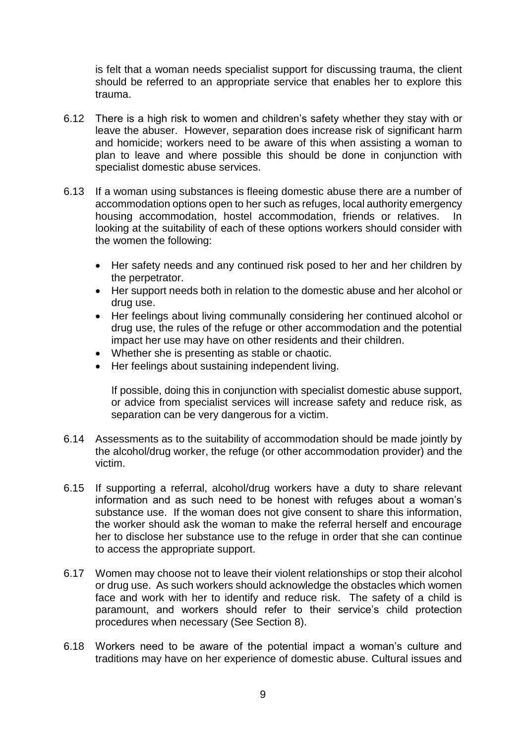is felt that a woman needs specialist support for discussing trauma, the client should be referred to an appropriate service that enables her to explore this trauma.

6.12 There is a high risk to women and children's safety whether they stay with or leave the abuser. However, separation does increase risk of significant harm and homicide; workers need to be aware of this when assisting a woman to plan to leave and where possible this should be done in conjunction with specialist domestic abuse services.

6.13 If a woman using substances is fleeing domestic abuse there are a number of accommodation options open to her such as refuges, local authority emergency housing accommodation, hostel accommodation, friends or relatives. In looking at the suitability of each of these options workers should consider with the women the following:

- Her safety needs and any continued risk posed to her and her children by the perpetrator.
- Her support needs both in relation to the domestic abuse and her alcohol or drug use.
- Her feelings about living communally considering her continued alcohol or drug use, the rules of the refuge or other accommodation and the potential impact her use may have on other residents and their children.
- Whether she is presenting as stable or chaotic.
- Her feelings about sustaining independent living.

If possible, doing this in conjunction with specialist domestic abuse support, or advice from specialist services will increase safety and reduce risk, as separation can be very dangerous for a victim.

6.14 Assessments as to the suitability of accommodation should be made jointly by the alcohol/drug worker, the refuge (or other accommodation provider) and the victim.

6.15 If supporting a referral, alcohol/drug workers have a duty to share relevant information and as such need to be honest with refuges about a woman's substance use. If the woman does not give consent to share this information, the worker should ask the woman to make the referral herself and encourage her to disclose her substance use to the refuge in order that she can continue to access the appropriate support.

6.17 Women may choose not to leave their violent relationships or stop their alcohol or drug use. As such workers should acknowledge the obstacles which women face and work with her to identify and reduce risk. The safety of a child is paramount, and workers should refer to their service's child protection procedures when necessary (See Section 8).

6.18 Workers need to be aware of the potential impact a woman's culture and traditions may have on her experience of domestic abuse. Cultural issues and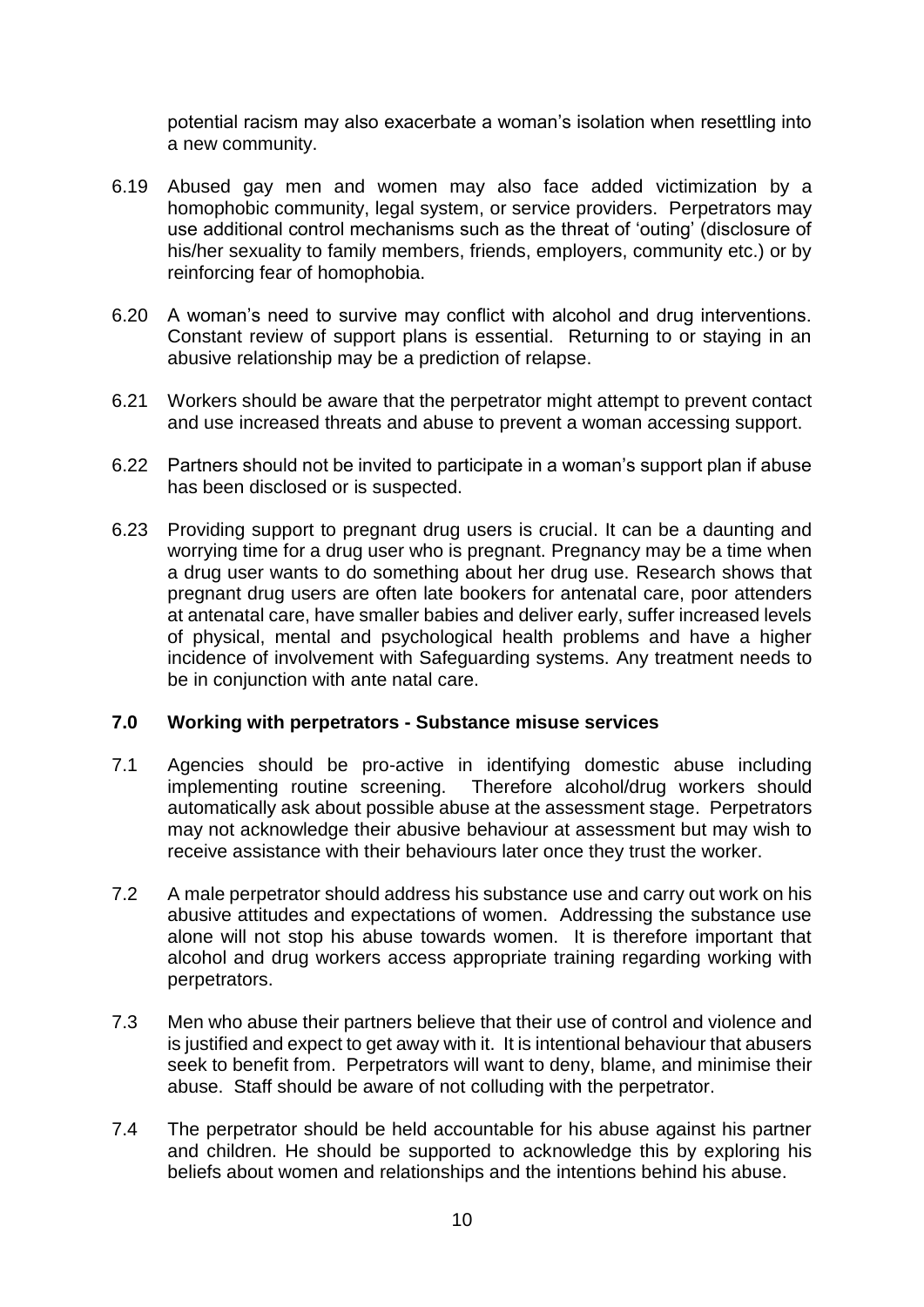potential racism may also exacerbate a woman's isolation when resettling into a new community.

6.19 Abused gay men and women may also face added victimization by a homophobic community, legal system, or service providers. Perpetrators may use additional control mechanisms such as the threat of 'outing' (disclosure of his/her sexuality to family members, friends, employers, community etc.) or by reinforcing fear of homophobia.

6.20 A woman's need to survive may conflict with alcohol and drug interventions. Constant review of support plans is essential. Returning to or staying in an abusive relationship may be a prediction of relapse.

6.21 Workers should be aware that the perpetrator might attempt to prevent contact and use increased threats and abuse to prevent a woman accessing support.

6.22 Partners should not be invited to participate in a woman's support plan if abuse has been disclosed or is suspected.

6.23 Providing support to pregnant drug users is crucial. It can be a daunting and worrying time for a drug user who is pregnant. Pregnancy may be a time when a drug user wants to do something about her drug use. Research shows that pregnant drug users are often late bookers for antenatal care, poor attenders at antenatal care, have smaller babies and deliver early, suffer increased levels of physical, mental and psychological health problems and have a higher incidence of involvement with Safeguarding systems. Any treatment needs to be in conjunction with ante natal care.

## 7.0 Working with perpetrators - Substance misuse services

7.1 Agencies should be pro-active in identifying domestic abuse including implementing routine screening. Therefore alcohol/drug workers should automatically ask about possible abuse at the assessment stage. Perpetrators may not acknowledge their abusive behaviour at assessment but may wish to receive assistance with their behaviours later once they trust the worker.

7.2 A male perpetrator should address his substance use and carry out work on his abusive attitudes and expectations of women. Addressing the substance use alone will not stop his abuse towards women. It is therefore important that alcohol and drug workers access appropriate training regarding working with perpetrators.

7.3 Men who abuse their partners believe that their use of control and violence and is justified and expect to get away with it. It is intentional behaviour that abusers seek to benefit from. Perpetrators will want to deny, blame, and minimise their abuse. Staff should be aware of not colluding with the perpetrator.

7.4 The perpetrator should be held accountable for his abuse against his partner and children. He should be supported to acknowledge this by exploring his beliefs about women and relationships and the intentions behind his abuse.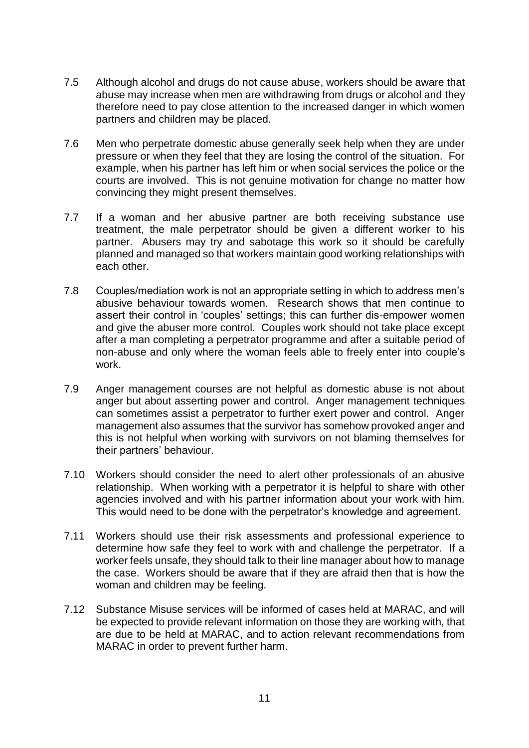7.5 Although alcohol and drugs do not cause abuse, workers should be aware that abuse may increase when men are withdrawing from drugs or alcohol and they therefore need to pay close attention to the increased danger in which women partners and children may be placed.

7.6 Men who perpetrate domestic abuse generally seek help when they are under pressure or when they feel that they are losing the control of the situation. For example, when his partner has left him or when social services the police or the courts are involved. This is not genuine motivation for change no matter how convincing they might present themselves.

7.7 If a woman and her abusive partner are both receiving substance use treatment, the male perpetrator should be given a different worker to his partner. Abusers may try and sabotage this work so it should be carefully planned and managed so that workers maintain good working relationships with each other.

7.8 Couples/mediation work is not an appropriate setting in which to address men's abusive behaviour towards women. Research shows that men continue to assert their control in 'couples' settings; this can further dis-empower women and give the abuser more control. Couples work should not take place except after a man completing a perpetrator programme and after a suitable period of non-abuse and only where the woman feels able to freely enter into couple's work.

7.9 Anger management courses are not helpful as domestic abuse is not about anger but about asserting power and control. Anger management techniques can sometimes assist a perpetrator to further exert power and control. Anger management also assumes that the survivor has somehow provoked anger and this is not helpful when working with survivors on not blaming themselves for their partners' behaviour.

7.10 Workers should consider the need to alert other professionals of an abusive relationship. When working with a perpetrator it is helpful to share with other agencies involved and with his partner information about your work with him. This would need to be done with the perpetrator's knowledge and agreement.

7.11 Workers should use their risk assessments and professional experience to determine how safe they feel to work with and challenge the perpetrator. If a worker feels unsafe, they should talk to their line manager about how to manage the case. Workers should be aware that if they are afraid then that is how the woman and children may be feeling.

7.12 Substance Misuse services will be informed of cases held at MARAC, and will be expected to provide relevant information on those they are working with, that are due to be held at MARAC, and to action relevant recommendations from MARAC in order to prevent further harm.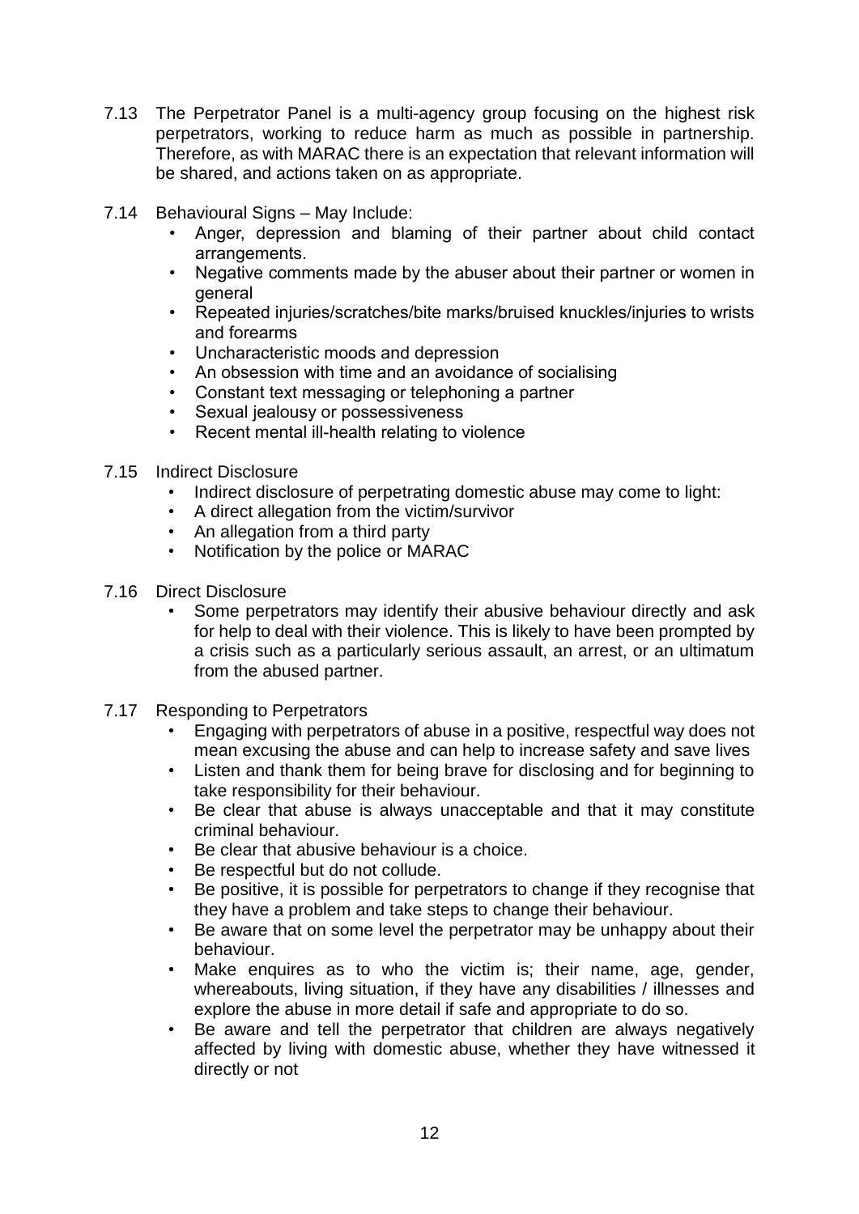7.13 The Perpetrator Panel is a multi-agency group focusing on the highest risk perpetrators, working to reduce harm as much as possible in partnership. Therefore, as with MARAC there is an expectation that relevant information will be shared, and actions taken on as appropriate.

7.14 Behavioural Signs – May Include:

- Anger, depression and blaming of their partner about child contact arrangements.
- Negative comments made by the abuser about their partner or women in general
- Repeated injuries/scratches/bite marks/bruised knuckles/injuries to wrists and forearms
- Uncharacteristic moods and depression
- An obsession with time and an avoidance of socialising
- Constant text messaging or telephoning a partner
- Sexual jealousy or possessiveness
- Recent mental ill-health relating to violence

7.15 Indirect Disclosure

- Indirect disclosure of perpetrating domestic abuse may come to light:
- A direct allegation from the victim/survivor
- An allegation from a third party
- Notification by the police or MARAC

7.16 Direct Disclosure

- Some perpetrators may identify their abusive behaviour directly and ask for help to deal with their violence. This is likely to have been prompted by a crisis such as a particularly serious assault, an arrest, or an ultimatum from the abused partner.

7.17 Responding to Perpetrators

- Engaging with perpetrators of abuse in a positive, respectful way does not mean excusing the abuse and can help to increase safety and save lives
- Listen and thank them for being brave for disclosing and for beginning to take responsibility for their behaviour.
- Be clear that abuse is always unacceptable and that it may constitute criminal behaviour.
- Be clear that abusive behaviour is a choice.
- Be respectful but do not collude.
- Be positive, it is possible for perpetrators to change if they recognise that they have a problem and take steps to change their behaviour.
- Be aware that on some level the perpetrator may be unhappy about their behaviour.
- Make enquires as to who the victim is; their name, age, gender, whereabouts, living situation, if they have any disabilities / illnesses and explore the abuse in more detail if safe and appropriate to do so.
- Be aware and tell the perpetrator that children are always negatively affected by living with domestic abuse, whether they have witnessed it directly or not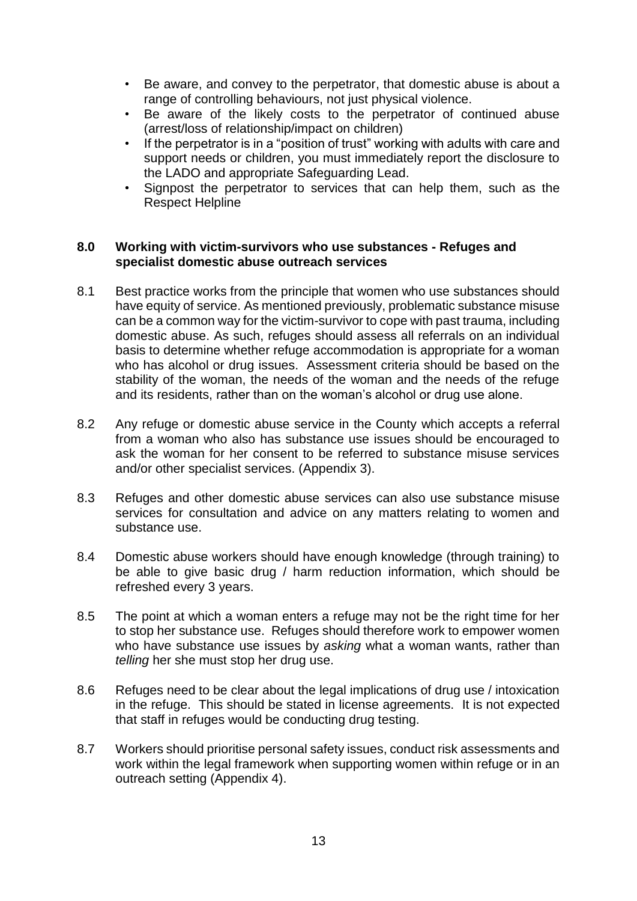- Be aware, and convey to the perpetrator, that domestic abuse is about a range of controlling behaviours, not just physical violence.
- Be aware of the likely costs to the perpetrator of continued abuse (arrest/loss of relationship/impact on children)
- If the perpetrator is in a "position of trust" working with adults with care and support needs or children, you must immediately report the disclosure to the LADO and appropriate Safeguarding Lead.
- Signpost the perpetrator to services that can help them, such as the Respect Helpline

## 8.0 Working with victim-survivors who use substances - Refuges and specialist domestic abuse outreach services

8.1 Best practice works from the principle that women who use substances should have equity of service. As mentioned previously, problematic substance misuse can be a common way for the victim-survivor to cope with past trauma, including domestic abuse. As such, refuges should assess all referrals on an individual basis to determine whether refuge accommodation is appropriate for a woman who has alcohol or drug issues. Assessment criteria should be based on the stability of the woman, the needs of the woman and the needs of the refuge and its residents, rather than on the woman's alcohol or drug use alone.

8.2 Any refuge or domestic abuse service in the County which accepts a referral from a woman who also has substance use issues should be encouraged to ask the woman for her consent to be referred to substance misuse services and/or other specialist services. (Appendix 3).

8.3 Refuges and other domestic abuse services can also use substance misuse services for consultation and advice on any matters relating to women and substance use.

8.4 Domestic abuse workers should have enough knowledge (through training) to be able to give basic drug / harm reduction information, which should be refreshed every 3 years.

8.5 The point at which a woman enters a refuge may not be the right time for her to stop her substance use. Refuges should therefore work to empower women who have substance use issues by *asking* what a woman wants, rather than *telling* her she must stop her drug use.

8.6 Refuges need to be clear about the legal implications of drug use / intoxication in the refuge. This should be stated in license agreements. It is not expected that staff in refuges would be conducting drug testing.

8.7 Workers should prioritise personal safety issues, conduct risk assessments and work within the legal framework when supporting women within refuge or in an outreach setting (Appendix 4).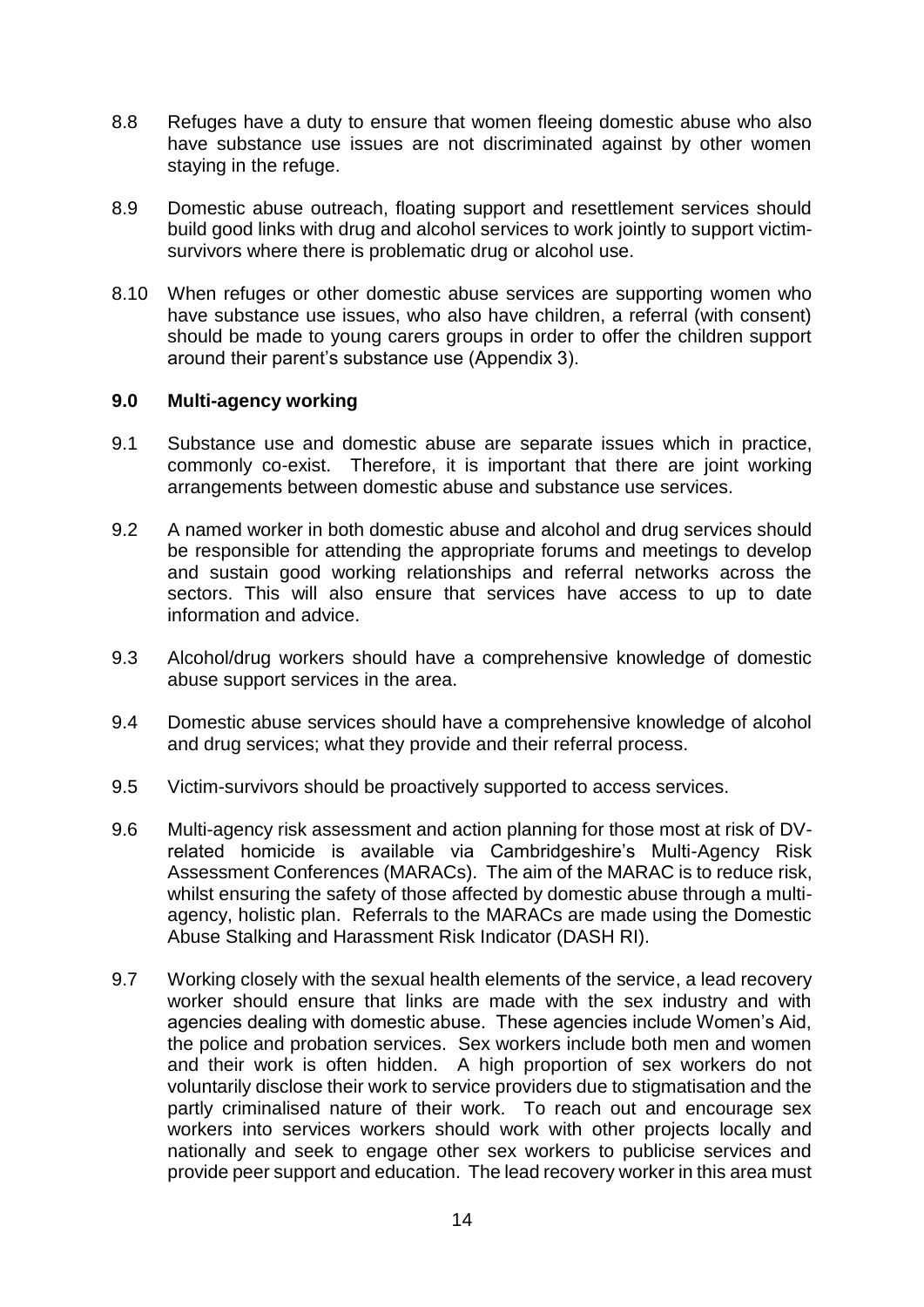8.8 Refuges have a duty to ensure that women fleeing domestic abuse who also have substance use issues are not discriminated against by other women staying in the refuge.

8.9 Domestic abuse outreach, floating support and resettlement services should build good links with drug and alcohol services to work jointly to support victim-survivors where there is problematic drug or alcohol use.

8.10 When refuges or other domestic abuse services are supporting women who have substance use issues, who also have children, a referral (with consent) should be made to young carers groups in order to offer the children support around their parent's substance use (Appendix 3).

## 9.0 Multi-agency working

9.1 Substance use and domestic abuse are separate issues which in practice, commonly co-exist. Therefore, it is important that there are joint working arrangements between domestic abuse and substance use services.

9.2 A named worker in both domestic abuse and alcohol and drug services should be responsible for attending the appropriate forums and meetings to develop and sustain good working relationships and referral networks across the sectors. This will also ensure that services have access to up to date information and advice.

9.3 Alcohol/drug workers should have a comprehensive knowledge of domestic abuse support services in the area.

9.4 Domestic abuse services should have a comprehensive knowledge of alcohol and drug services; what they provide and their referral process.

9.5 Victim-survivors should be proactively supported to access services.

9.6 Multi-agency risk assessment and action planning for those most at risk of DV-related homicide is available via Cambridgeshire's Multi-Agency Risk Assessment Conferences (MARACs). The aim of the MARAC is to reduce risk, whilst ensuring the safety of those affected by domestic abuse through a multi-agency, holistic plan. Referrals to the MARACs are made using the Domestic Abuse Stalking and Harassment Risk Indicator (DASH RI).

9.7 Working closely with the sexual health elements of the service, a lead recovery worker should ensure that links are made with the sex industry and with agencies dealing with domestic abuse. These agencies include Women's Aid, the police and probation services. Sex workers include both men and women and their work is often hidden. A high proportion of sex workers do not voluntarily disclose their work to service providers due to stigmatisation and the partly criminalised nature of their work. To reach out and encourage sex workers into services workers should work with other projects locally and nationally and seek to engage other sex workers to publicise services and provide peer support and education. The lead recovery worker in this area must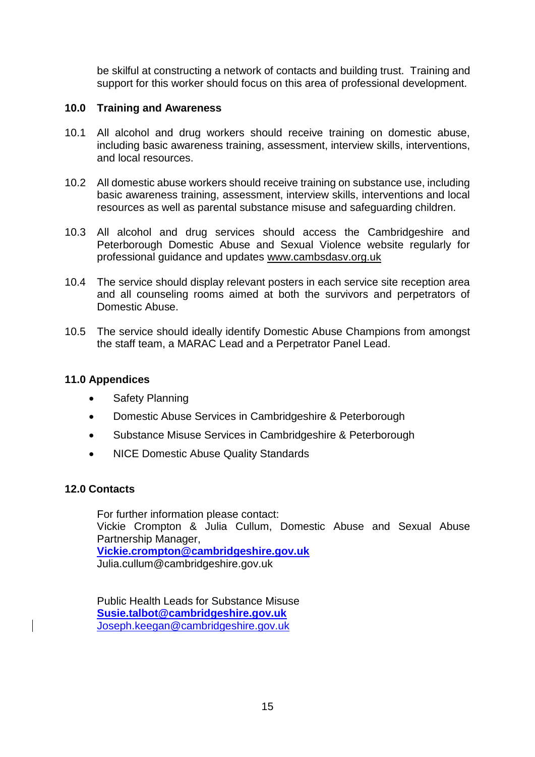be skilful at constructing a network of contacts and building trust. Training and support for this worker should focus on this area of professional development.

## 10.0 Training and Awareness

10.1 All alcohol and drug workers should receive training on domestic abuse, including basic awareness training, assessment, interview skills, interventions, and local resources.

10.2 All domestic abuse workers should receive training on substance use, including basic awareness training, assessment, interview skills, interventions and local resources as well as parental substance misuse and safeguarding children.

10.3 All alcohol and drug services should access the Cambridgeshire and Peterborough Domestic Abuse and Sexual Violence website regularly for professional guidance and updates www.cambsdasv.org.uk

10.4 The service should display relevant posters in each service site reception area and all counseling rooms aimed at both the survivors and perpetrators of Domestic Abuse.

10.5 The service should ideally identify Domestic Abuse Champions from amongst the staff team, a MARAC Lead and a Perpetrator Panel Lead.

## 11.0 Appendices

- Safety Planning
- Domestic Abuse Services in Cambridgeshire & Peterborough
- Substance Misuse Services in Cambridgeshire & Peterborough
- NICE Domestic Abuse Quality Standards

## 12.0 Contacts

For further information please contact:
Vickie Crompton & Julia Cullum, Domestic Abuse and Sexual Abuse Partnership Manager,
**Vickie.crompton@cambridgeshire.gov.uk**
Julia.cullum@cambridgeshire.gov.uk

Public Health Leads for Substance Misuse
**Susie.talbot@cambridgeshire.gov.uk**
Joseph.keegan@cambridgeshire.gov.uk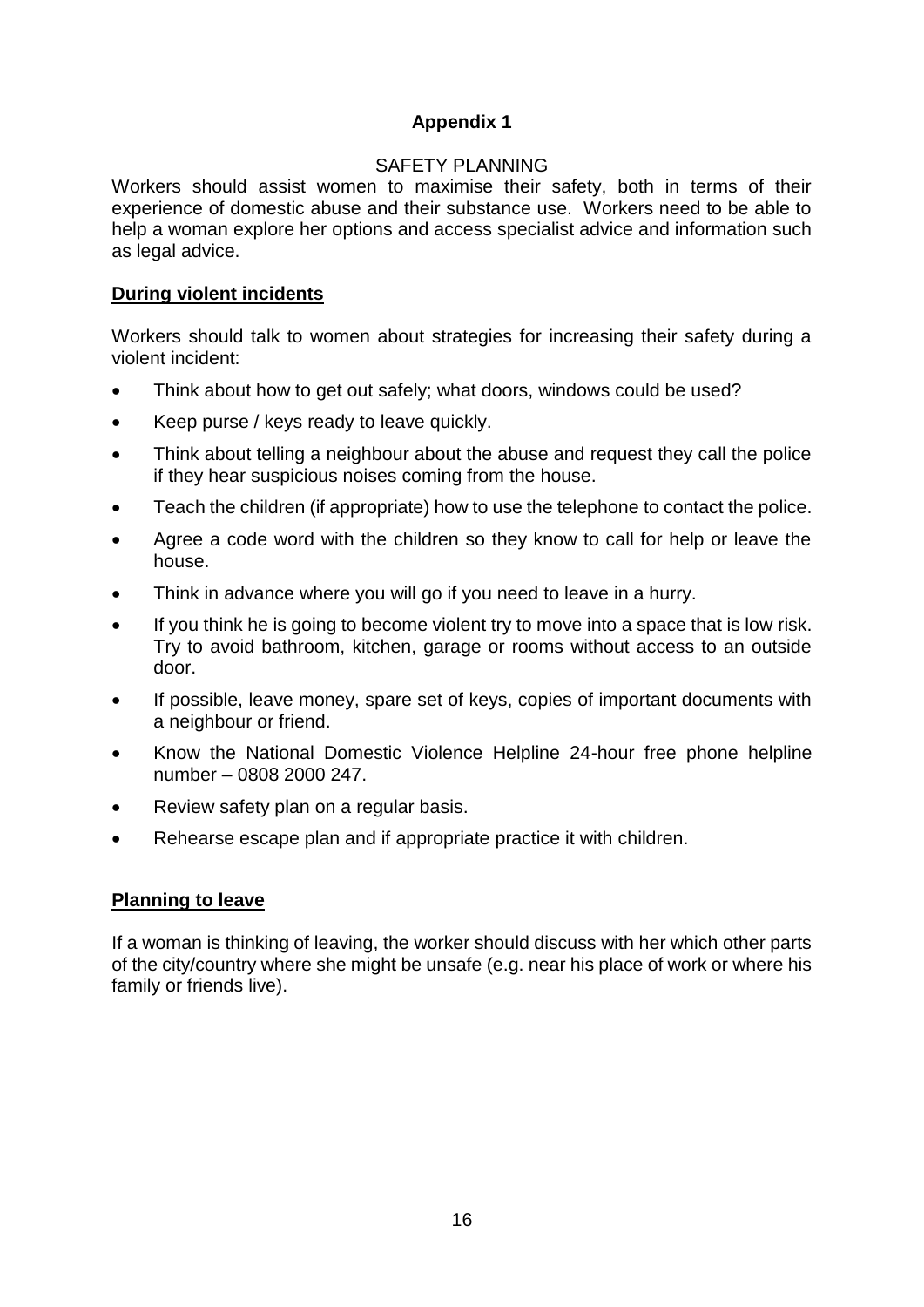# Appendix 1

## SAFETY PLANNING

Workers should assist women to maximise their safety, both in terms of their experience of domestic abuse and their substance use. Workers need to be able to help a woman explore her options and access specialist advice and information such as legal advice.

### **During violent incidents**

Workers should talk to women about strategies for increasing their safety during a violent incident:

- Think about how to get out safely; what doors, windows could be used?
- Keep purse / keys ready to leave quickly.
- Think about telling a neighbour about the abuse and request they call the police if they hear suspicious noises coming from the house.
- Teach the children (if appropriate) how to use the telephone to contact the police.
- Agree a code word with the children so they know to call for help or leave the house.
- Think in advance where you will go if you need to leave in a hurry.
- If you think he is going to become violent try to move into a space that is low risk. Try to avoid bathroom, kitchen, garage or rooms without access to an outside door.
- If possible, leave money, spare set of keys, copies of important documents with a neighbour or friend.
- Know the National Domestic Violence Helpline 24-hour free phone helpline number – 0808 2000 247.
- Review safety plan on a regular basis.
- Rehearse escape plan and if appropriate practice it with children.

### **Planning to leave**

If a woman is thinking of leaving, the worker should discuss with her which other parts of the city/country where she might be unsafe (e.g. near his place of work or where his family or friends live).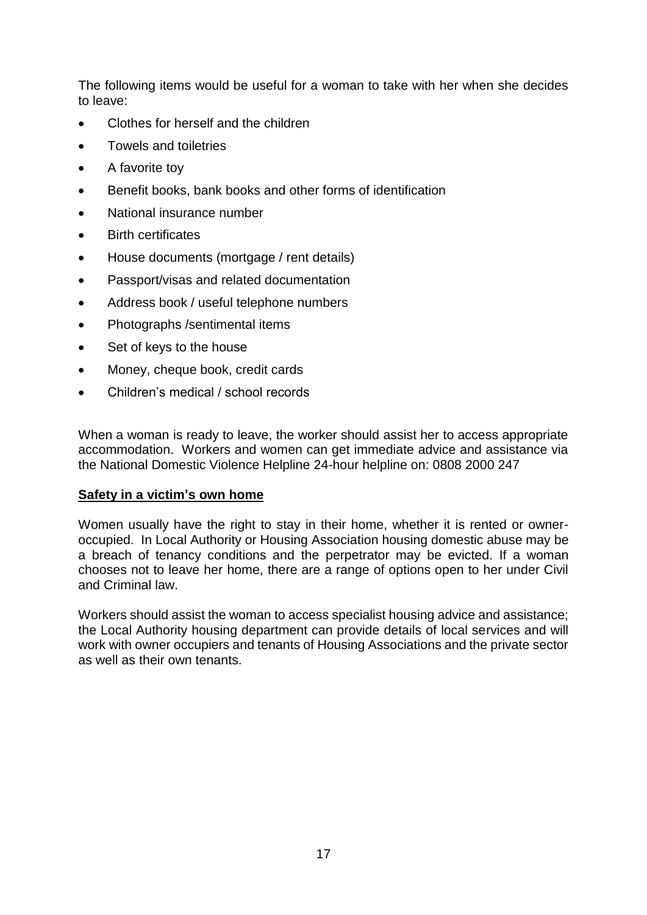The following items would be useful for a woman to take with her when she decides to leave:

- Clothes for herself and the children
- Towels and toiletries
- A favorite toy
- Benefit books, bank books and other forms of identification
- National insurance number
- Birth certificates
- House documents (mortgage / rent details)
- Passport/visas and related documentation
- Address book / useful telephone numbers
- Photographs /sentimental items
- Set of keys to the house
- Money, cheque book, credit cards
- Children's medical / school records

When a woman is ready to leave, the worker should assist her to access appropriate accommodation. Workers and women can get immediate advice and assistance via the National Domestic Violence Helpline 24-hour helpline on: 0808 2000 247

**Safety in a victim's own home**

Women usually have the right to stay in their home, whether it is rented or owner-occupied. In Local Authority or Housing Association housing domestic abuse may be a breach of tenancy conditions and the perpetrator may be evicted. If a woman chooses not to leave her home, there are a range of options open to her under Civil and Criminal law.

Workers should assist the woman to access specialist housing advice and assistance; the Local Authority housing department can provide details of local services and will work with owner occupiers and tenants of Housing Associations and the private sector as well as their own tenants.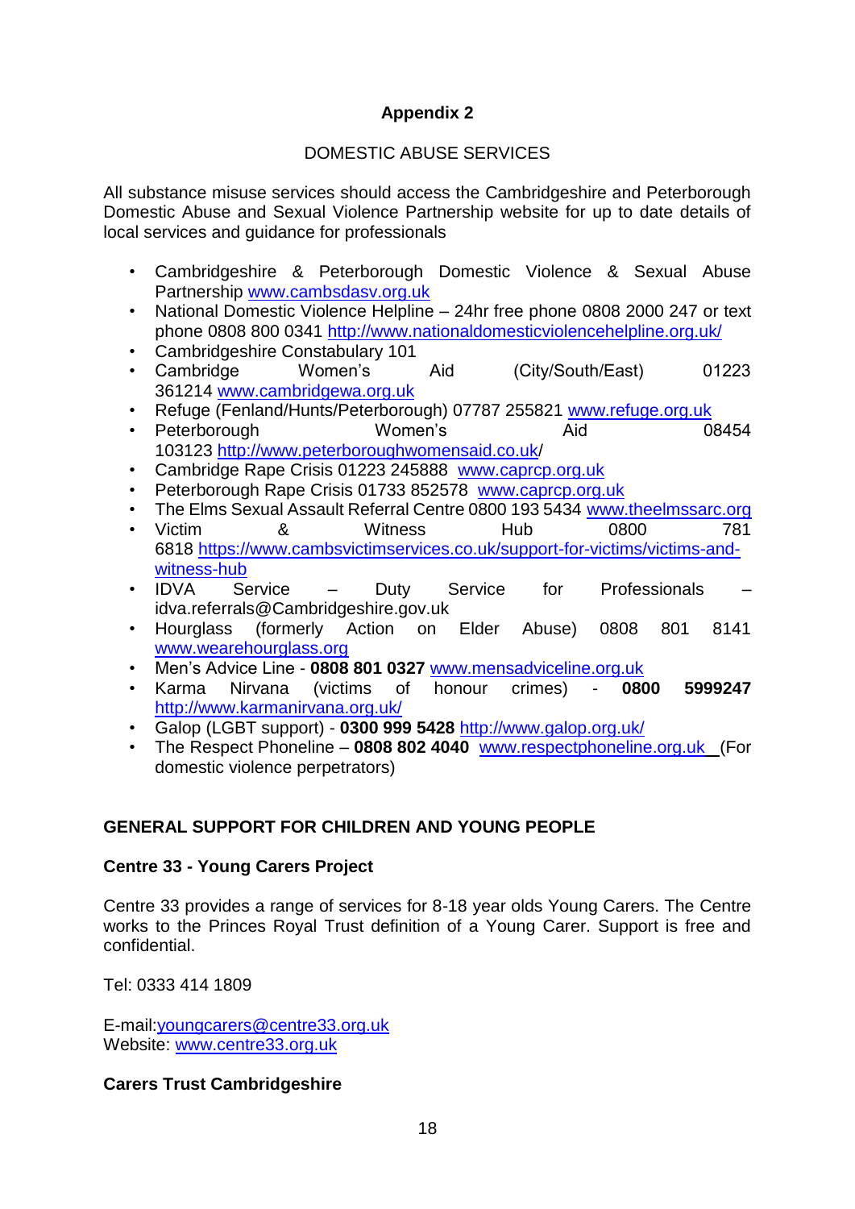## Appendix 2

DOMESTIC ABUSE SERVICES

All substance misuse services should access the Cambridgeshire and Peterborough Domestic Abuse and Sexual Violence Partnership website for up to date details of local services and guidance for professionals

- Cambridgeshire & Peterborough Domestic Violence & Sexual Abuse Partnership www.cambsdasv.org.uk
- National Domestic Violence Helpline – 24hr free phone 0808 2000 247 or text phone 0808 800 0341 http://www.nationaldomesticviolencehelpline.org.uk/
- Cambridgeshire Constabulary 101
- Cambridge Women's Aid (City/South/East) 01223 361214 www.cambridgewa.org.uk
- Refuge (Fenland/Hunts/Peterborough) 07787 255821 www.refuge.org.uk
- Peterborough Women's Aid 08454 103123 http://www.peterboroughwomensaid.co.uk/
- Cambridge Rape Crisis 01223 245888 www.caprcp.org.uk
- Peterborough Rape Crisis 01733 852578 www.caprcp.org.uk
- The Elms Sexual Assault Referral Centre 0800 193 5434 www.theelmssarc.org
- Victim & Witness Hub 0800 781 6818 https://www.cambsvictimservices.co.uk/support-for-victims/victims-and-witness-hub
- IDVA Service – Duty Service for Professionals – idva.referrals@Cambridgeshire.gov.uk
- Hourglass (formerly Action on Elder Abuse) 0808 801 8141 www.wearehourglass.org
- Men's Advice Line - **0808 801 0327** www.mensadviceline.org.uk
- Karma Nirvana (victims of honour crimes) - **0800 5999247** http://www.karmanirvana.org.uk/
- Galop (LGBT support) - **0300 999 5428** http://www.galop.org.uk/
- The Respect Phoneline – **0808 802 4040** www.respectphoneline.org.uk (For domestic violence perpetrators)

## GENERAL SUPPORT FOR CHILDREN AND YOUNG PEOPLE

### Centre 33 - Young Carers Project

Centre 33 provides a range of services for 8-18 year olds Young Carers. The Centre works to the Princes Royal Trust definition of a Young Carer. Support is free and confidential.

Tel: 0333 414 1809

E-mail:youngcarers@centre33.org.uk
Website: www.centre33.org.uk

### Carers Trust Cambridgeshire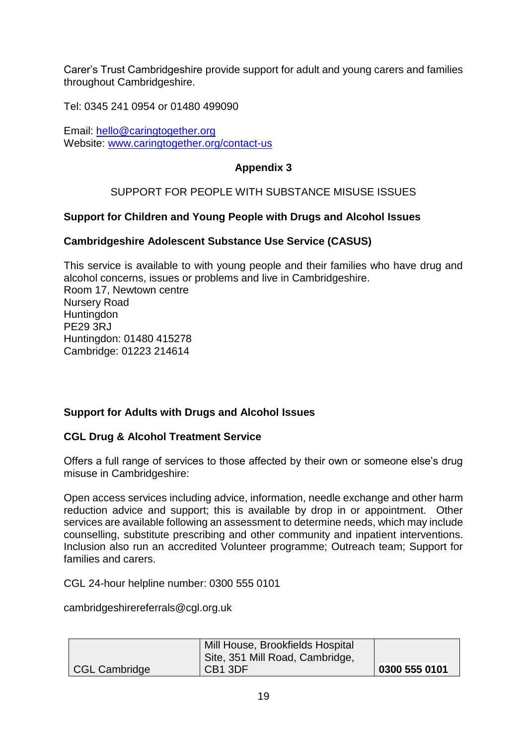Carer's Trust Cambridgeshire provide support for adult and young carers and families throughout Cambridgeshire.

Tel: 0345 241 0954 or 01480 499090

Email: hello@caringtogether.org
Website: www.caringtogether.org/contact-us

## Appendix 3

SUPPORT FOR PEOPLE WITH SUBSTANCE MISUSE ISSUES

### Support for Children and Young People with Drugs and Alcohol Issues

#### Cambridgeshire Adolescent Substance Use Service (CASUS)

This service is available to with young people and their families who have drug and alcohol concerns, issues or problems and live in Cambridgeshire.
Room 17, Newtown centre
Nursery Road
Huntingdon
PE29 3RJ
Huntingdon: 01480 415278
Cambridge: 01223 214614

### Support for Adults with Drugs and Alcohol Issues

#### CGL Drug & Alcohol Treatment Service

Offers a full range of services to those affected by their own or someone else's drug misuse in Cambridgeshire:

Open access services including advice, information, needle exchange and other harm reduction advice and support; this is available by drop in or appointment. Other services are available following an assessment to determine needs, which may include counselling, substitute prescribing and other community and inpatient interventions. Inclusion also run an accredited Volunteer programme; Outreach team; Support for families and carers.

CGL 24-hour helpline number: 0300 555 0101

cambridgeshirereferrals@cgl.org.uk

| | | |
|---|---|---|
| CGL Cambridge | Mill House, Brookfields Hospital Site, 351 Mill Road, Cambridge, CB1 3DF | **0300 555 0101** |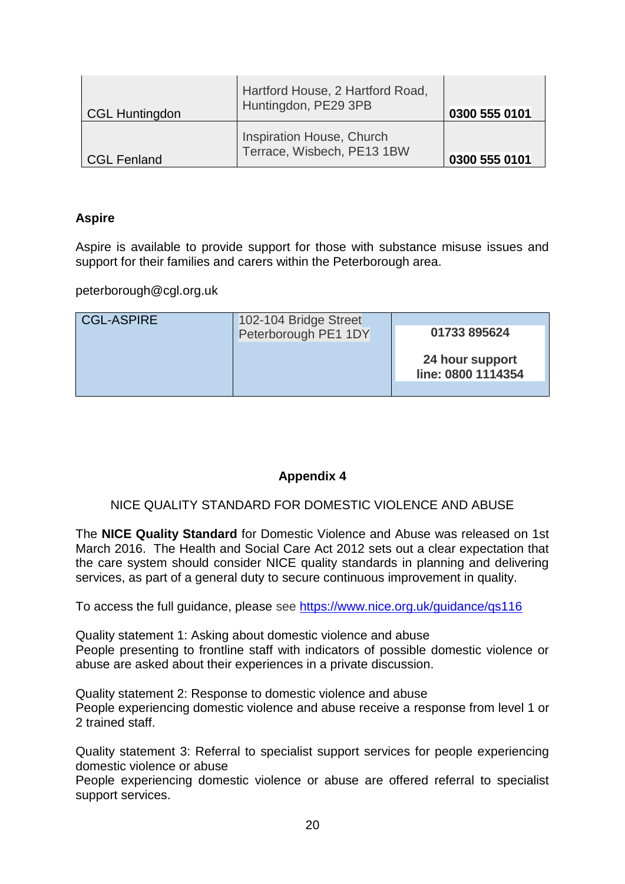| | | |
|---|---|---|
| CGL Huntingdon | Hartford House, 2 Hartford Road, Huntingdon, PE29 3PB | **0300 555 0101** |
| CGL Fenland | Inspiration House, Church Terrace, Wisbech, PE13 1BW | **0300 555 0101** |

**Aspire**

Aspire is available to provide support for those with substance misuse issues and support for their families and carers within the Peterborough area.

peterborough@cgl.org.uk

| | | |
|---|---|---|
| CGL-ASPIRE | 102-104 Bridge Street Peterborough PE1 1DY | **01733 895624**<br><br>**24 hour support line: 0800 1114354** |

**Appendix 4**

NICE QUALITY STANDARD FOR DOMESTIC VIOLENCE AND ABUSE

The **NICE Quality Standard** for Domestic Violence and Abuse was released on 1st March 2016. The Health and Social Care Act 2012 sets out a clear expectation that the care system should consider NICE quality standards in planning and delivering services, as part of a general duty to secure continuous improvement in quality.

To access the full guidance, please see https://www.nice.org.uk/guidance/qs116

Quality statement 1: Asking about domestic violence and abuse
People presenting to frontline staff with indicators of possible domestic violence or abuse are asked about their experiences in a private discussion.

Quality statement 2: Response to domestic violence and abuse
People experiencing domestic violence and abuse receive a response from level 1 or 2 trained staff.

Quality statement 3: Referral to specialist support services for people experiencing domestic violence or abuse
People experiencing domestic violence or abuse are offered referral to specialist support services.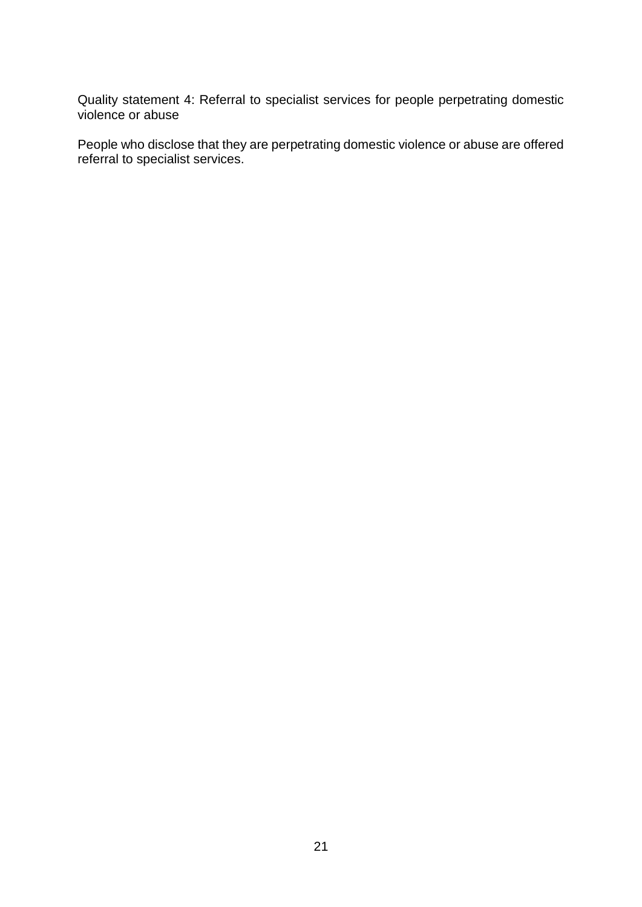Quality statement 4: Referral to specialist services for people perpetrating domestic violence or abuse

People who disclose that they are perpetrating domestic violence or abuse are offered referral to specialist services.